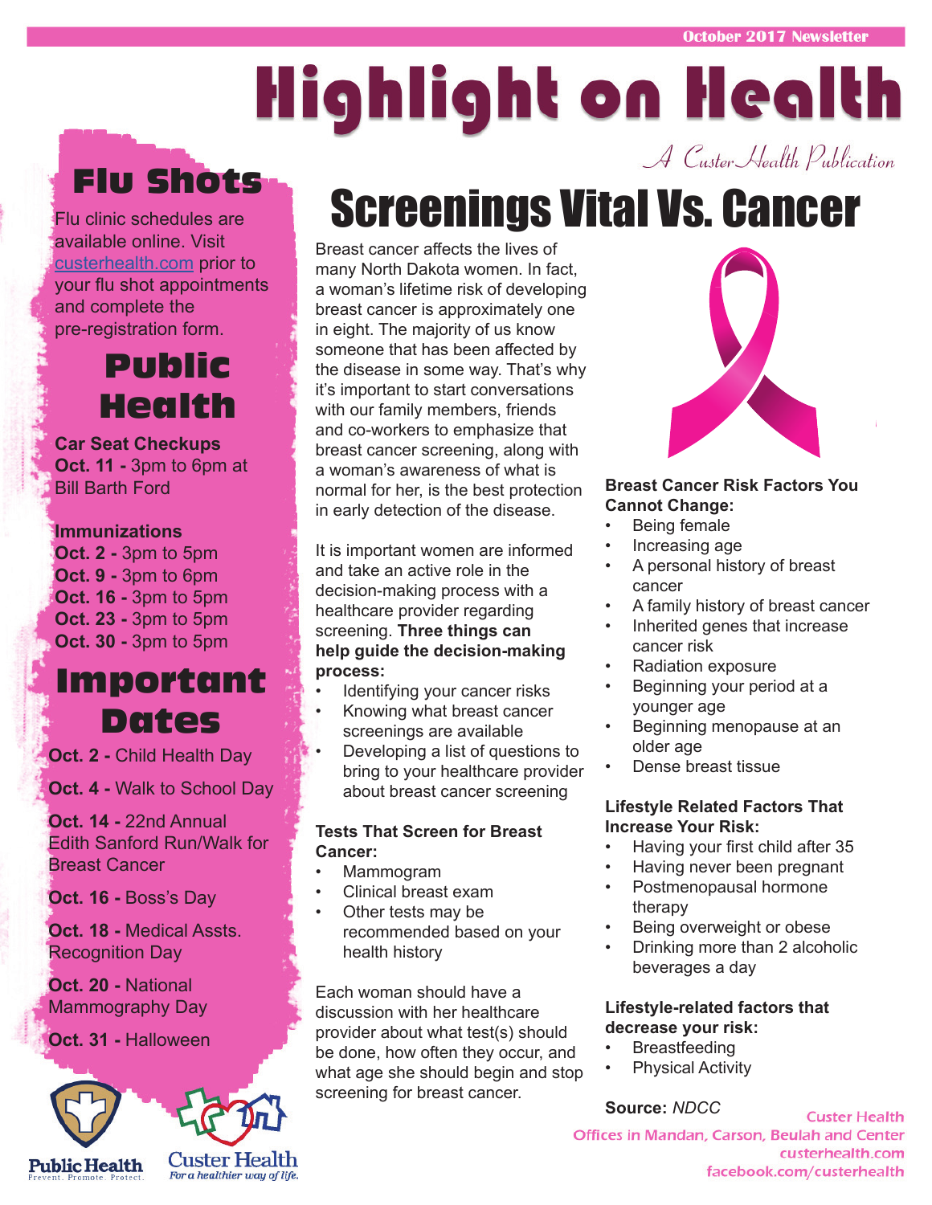October 2017 Newsletter

# Highlight on Health

*A Custer Health Publication*

## Flu Shots

Flu clinic schedules are available online. Visit custerhealth.com prior to your flu shot appointments and complete the pre-registration form.

## Public Health

**Car Seat Checkups**
**Oct. 11 -** 3pm to 6pm at Bill Barth Ford

**Immunizations**
**Oct. 2 -** 3pm to 5pm
**Oct. 9 -** 3pm to 6pm
**Oct. 16 -** 3pm to 5pm
**Oct. 23 -** 3pm to 5pm
**Oct. 30 -** 3pm to 5pm

## Important Dates

**Oct. 2 -** Child Health Day

**Oct. 4 -** Walk to School Day

**Oct. 14 -** 22nd Annual Edith Sanford Run/Walk for Breast Cancer

**Oct. 16 -** Boss's Day

**Oct. 18 -** Medical Assts. Recognition Day

**Oct. 20 -** National Mammography Day

**Oct. 31 -** Halloween

Public Health — Prevent. Promote. Protect.

Custer Health — For a healthier way of life.

# Screenings Vital Vs. Cancer

Breast cancer affects the lives of many North Dakota women. In fact, a woman's lifetime risk of developing breast cancer is approximately one in eight. The majority of us know someone that has been affected by the disease in some way. That's why it's important to start conversations with our family members, friends and co-workers to emphasize that breast cancer screening, along with a woman's awareness of what is normal for her, is the best protection in early detection of the disease.

It is important women are informed and take an active role in the decision-making process with a healthcare provider regarding screening. **Three things can help guide the decision-making process:**

- Identifying your cancer risks
- Knowing what breast cancer screenings are available
- Developing a list of questions to bring to your healthcare provider about breast cancer screening

**Tests That Screen for Breast Cancer:**

- Mammogram
- Clinical breast exam
- Other tests may be recommended based on your health history

Each woman should have a discussion with her healthcare provider about what test(s) should be done, how often they occur, and what age she should begin and stop screening for breast cancer.

**Breast Cancer Risk Factors You Cannot Change:**

- Being female
- Increasing age
- A personal history of breast cancer
- A family history of breast cancer
- Inherited genes that increase cancer risk
- Radiation exposure
- Beginning your period at a younger age
- Beginning menopause at an older age
- Dense breast tissue

**Lifestyle Related Factors That Increase Your Risk:**

- Having your first child after 35
- Having never been pregnant
- Postmenopausal hormone therapy
- Being overweight or obese
- Drinking more than 2 alcoholic beverages a day

**Lifestyle-related factors that decrease your risk:**

- Breastfeeding
- Physical Activity

**Source:** *NDCC*

Custer Health
Offices in Mandan, Carson, Beulah and Center
custerhealth.com
facebook.com/custerhealth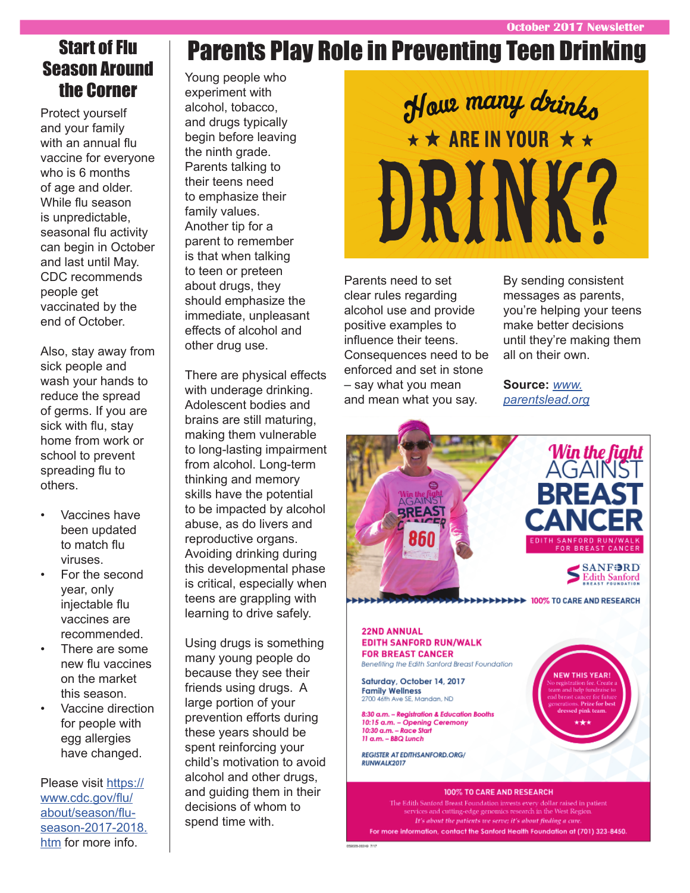October 2017 Newsletter

## Start of Flu Season Around the Corner

Protect yourself and your family with an annual flu vaccine for everyone who is 6 months of age and older. While flu season is unpredictable, seasonal flu activity can begin in October and last until May. CDC recommends people get vaccinated by the end of October.

Also, stay away from sick people and wash your hands to reduce the spread of germs. If you are sick with flu, stay home from work or school to prevent spreading flu to others.

- Vaccines have been updated to match flu viruses.
- For the second year, only injectable flu vaccines are recommended.
- There are some new flu vaccines on the market this season.
- Vaccine direction for people with egg allergies have changed.

Please visit https://www.cdc.gov/flu/about/season/flu-season-2017-2018.htm for more info.

# Parents Play Role in Preventing Teen Drinking

Young people who experiment with alcohol, tobacco, and drugs typically begin before leaving the ninth grade. Parents talking to their teens need to emphasize their family values. Another tip for a parent to remember is that when talking to teen or preteen about drugs, they should emphasize the immediate, unpleasant effects of alcohol and other drug use.

There are physical effects with underage drinking. Adolescent bodies and brains are still maturing, making them vulnerable to long-lasting impairment from alcohol. Long-term thinking and memory skills have the potential to be impacted by alcohol abuse, as do livers and reproductive organs. Avoiding drinking during this developmental phase is critical, especially when teens are grappling with learning to drive safely.

Using drugs is something many young people do because they see their friends using drugs. A large portion of your prevention efforts during these years should be spent reinforcing your child's motivation to avoid alcohol and other drugs, and guiding them in their decisions of whom to spend time with.

How many drinks ★★ ARE IN YOUR ★★ DRINK?

Parents need to set clear rules regarding alcohol use and provide positive examples to influence their teens. Consequences need to be enforced and set in stone – say what you mean and mean what you say.

By sending consistent messages as parents, you're helping your teens make better decisions until they're making them all on their own.

**Source:** www.parentslead.org

Win the fight AGAINST BREAST CANCER

EDITH SANFORD RUN/WALK FOR BREAST CANCER

SANFORD Edith Sanford BREAST FOUNDATION

100% TO CARE AND RESEARCH

**22ND ANNUAL EDITH SANFORD RUN/WALK FOR BREAST CANCER**

*Benefiting the Edith Sanford Breast Foundation*

**Saturday, October 14, 2017**
**Family Wellness**
2700 46th Ave SE, Mandan, ND

*8:30 a.m. – Registration & Education Booths*
*10:15 a.m. – Opening Ceremony*
*10:30 a.m. – Race Start*
*11 a.m. – BBQ Lunch*

*REGISTER AT EDITHSANFORD.ORG/RUNWALK2017*

**NEW THIS YEAR!** No registration fee. Create a team and help fundraise to end breast cancer for future generations. **Prize for best dressed pink team.**

**100% TO CARE AND RESEARCH**

The Edith Sanford Breast Foundation invests every dollar raised in patient services and cutting-edge genomics research in the West Region.

*It's about the patients we serve; it's about finding a cure.*

For more information, contact the Sanford Health Foundation at (701) 323-8450.